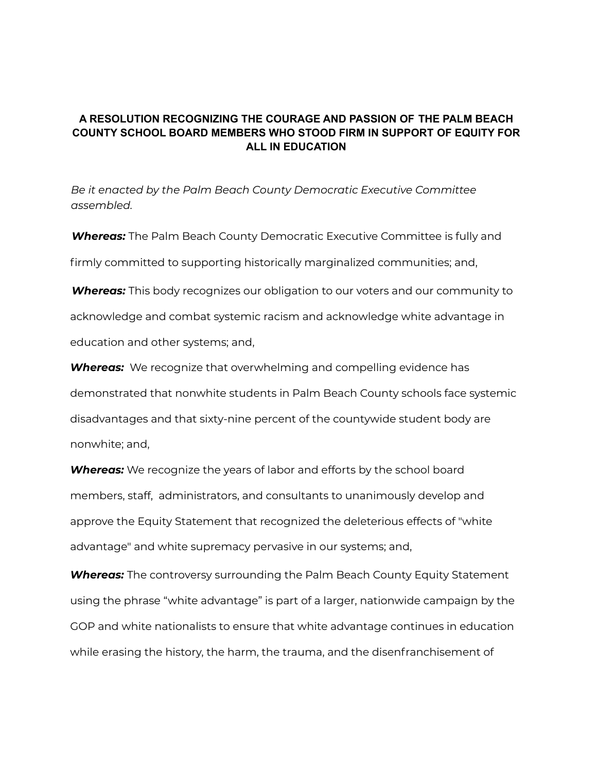**A RESOLUTION RECOGNIZING THE COURAGE AND PASSION OF THE PALM BEACH COUNTY SCHOOL BOARD MEMBERS WHO STOOD FIRM IN SUPPORT OF EQUITY FOR ALL IN EDUCATION**

*Be it enacted by the Palm Beach County Democratic Executive Committee assembled.*

***Whereas:*** The Palm Beach County Democratic Executive Committee is fully and firmly committed to supporting historically marginalized communities; and,

***Whereas:*** This body recognizes our obligation to our voters and our community to acknowledge and combat systemic racism and acknowledge white advantage in education and other systems; and,

***Whereas:*** We recognize that overwhelming and compelling evidence has demonstrated that nonwhite students in Palm Beach County schools face systemic disadvantages and that sixty-nine percent of the countywide student body are nonwhite; and,

***Whereas:*** We recognize the years of labor and efforts by the school board members, staff, administrators, and consultants to unanimously develop and approve the Equity Statement that recognized the deleterious effects of "white advantage" and white supremacy pervasive in our systems; and,

***Whereas:*** The controversy surrounding the Palm Beach County Equity Statement using the phrase "white advantage" is part of a larger, nationwide campaign by the GOP and white nationalists to ensure that white advantage continues in education while erasing the history, the harm, the trauma, and the disenfranchisement of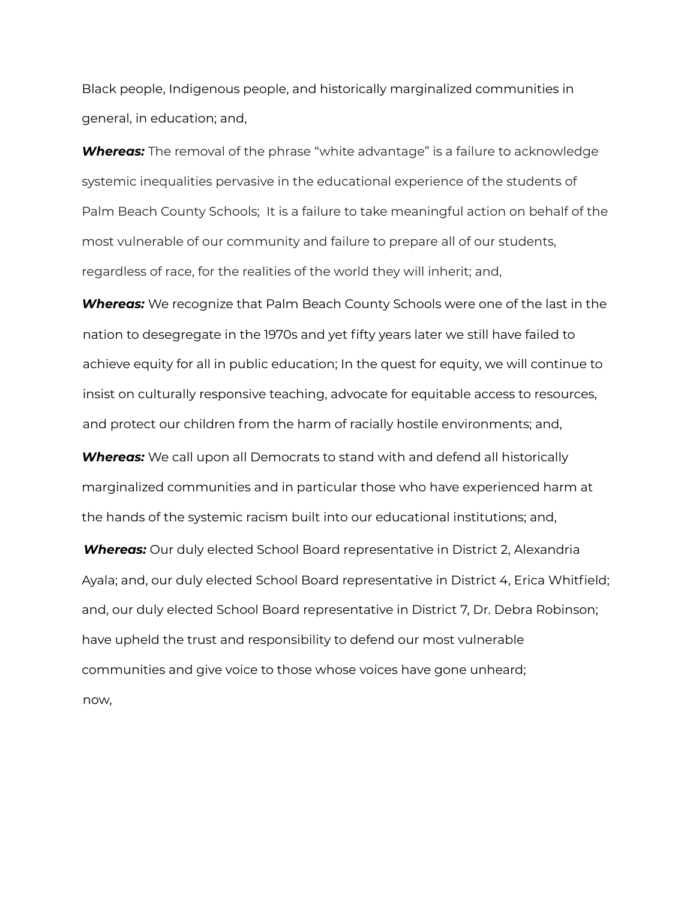Black people, Indigenous people, and historically marginalized communities in general, in education; and,

***Whereas:*** The removal of the phrase "white advantage" is a failure to acknowledge systemic inequalities pervasive in the educational experience of the students of Palm Beach County Schools; It is a failure to take meaningful action on behalf of the most vulnerable of our community and failure to prepare all of our students, regardless of race, for the realities of the world they will inherit; and,

***Whereas:*** We recognize that Palm Beach County Schools were one of the last in the nation to desegregate in the 1970s and yet fifty years later we still have failed to achieve equity for all in public education; In the quest for equity, we will continue to insist on culturally responsive teaching, advocate for equitable access to resources, and protect our children from the harm of racially hostile environments; and,

***Whereas:*** We call upon all Democrats to stand with and defend all historically marginalized communities and in particular those who have experienced harm at the hands of the systemic racism built into our educational institutions; and,

***Whereas:*** Our duly elected School Board representative in District 2, Alexandria Ayala; and, our duly elected School Board representative in District 4, Erica Whitfield; and, our duly elected School Board representative in District 7, Dr. Debra Robinson; have upheld the trust and responsibility to defend our most vulnerable communities and give voice to those whose voices have gone unheard;

now,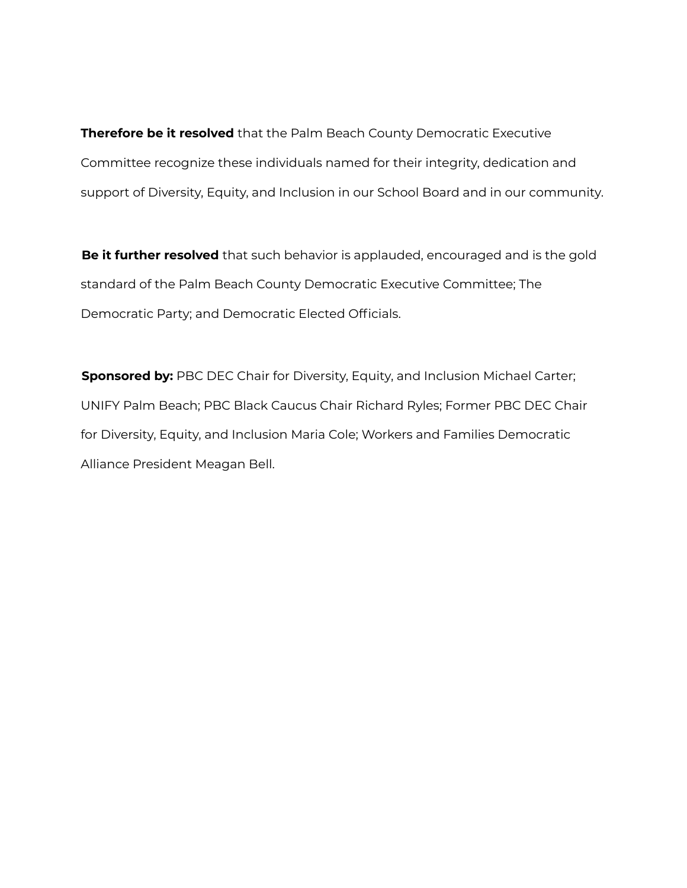**Therefore be it resolved** that the Palm Beach County Democratic Executive Committee recognize these individuals named for their integrity, dedication and support of Diversity, Equity, and Inclusion in our School Board and in our community.

**Be it further resolved** that such behavior is applauded, encouraged and is the gold standard of the Palm Beach County Democratic Executive Committee; The Democratic Party; and Democratic Elected Officials.

**Sponsored by:** PBC DEC Chair for Diversity, Equity, and Inclusion Michael Carter; UNIFY Palm Beach; PBC Black Caucus Chair Richard Ryles; Former PBC DEC Chair for Diversity, Equity, and Inclusion Maria Cole; Workers and Families Democratic Alliance President Meagan Bell.